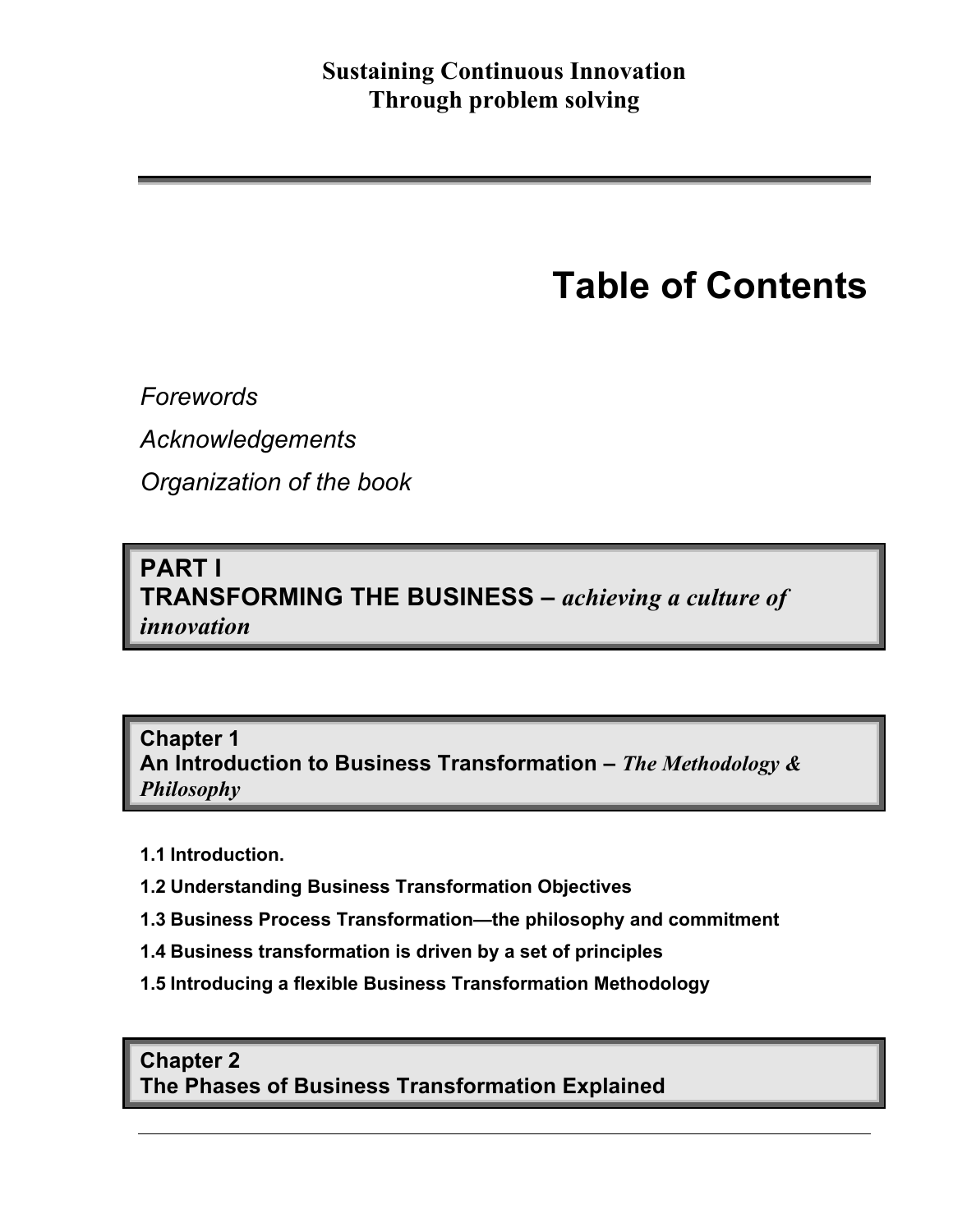**Sustaining Continuous Innovation**
**Through problem solving**

# Table of Contents

*Forewords*

*Acknowledgements*

*Organization of the book*

## PART I
## TRANSFORMING THE BUSINESS – *achieving a culture of innovation*

### Chapter 1
### An Introduction to Business Transformation – *The Methodology & Philosophy*

**1.1 Introduction.**

**1.2 Understanding Business Transformation Objectives**

**1.3 Business Process Transformation—the philosophy and commitment**

**1.4 Business transformation is driven by a set of principles**

**1.5 Introducing a flexible Business Transformation Methodology**

### Chapter 2
### The Phases of Business Transformation Explained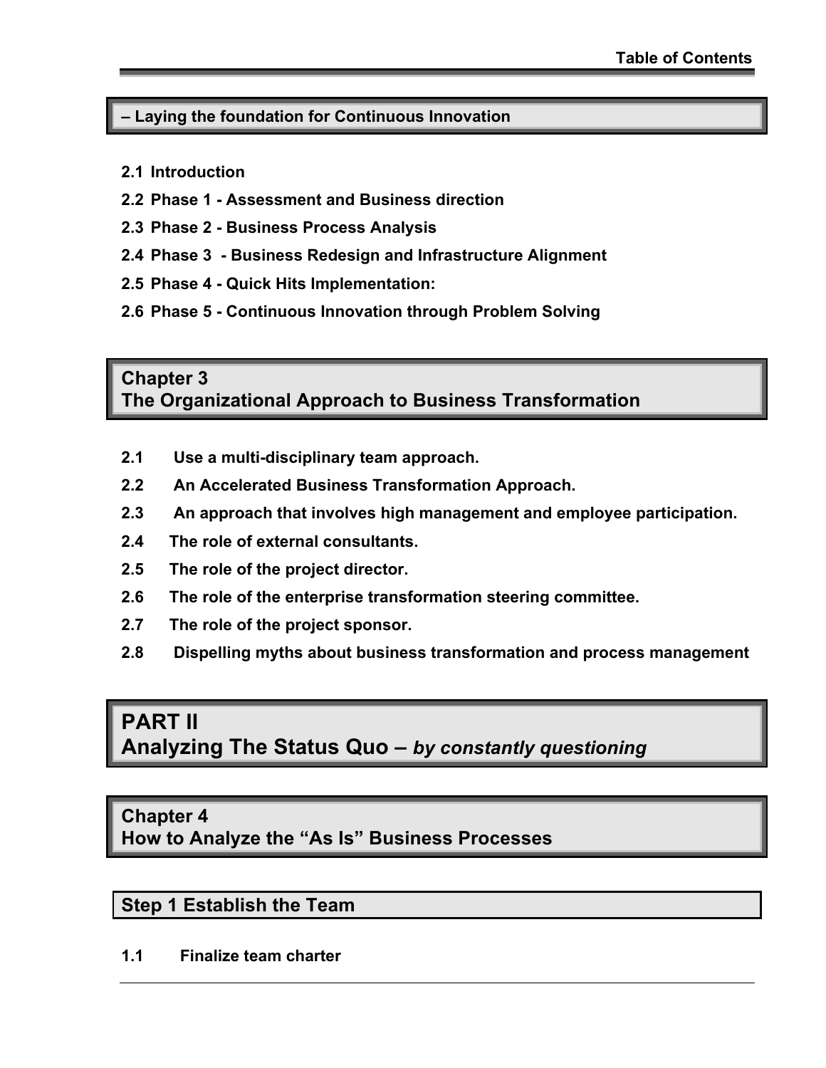## – Laying the foundation for Continuous Innovation

**2.1 Introduction**

**2.2 Phase 1 - Assessment and Business direction**

**2.3 Phase 2 - Business Process Analysis**

**2.4 Phase 3 - Business Redesign and Infrastructure Alignment**

**2.5 Phase 4 - Quick Hits Implementation:**

**2.6 Phase 5 - Continuous Innovation through Problem Solving**

## Chapter 3
## The Organizational Approach to Business Transformation

**2.1 Use a multi-disciplinary team approach.**

**2.2 An Accelerated Business Transformation Approach.**

**2.3 An approach that involves high management and employee participation.**

**2.4 The role of external consultants.**

**2.5 The role of the project director.**

**2.6 The role of the enterprise transformation steering committee.**

**2.7 The role of the project sponsor.**

**2.8 Dispelling myths about business transformation and process management**

# PART II
# Analyzing The Status Quo – *by constantly questioning*

## Chapter 4
## How to Analyze the "As Is" Business Processes

### Step 1 Establish the Team

**1.1 Finalize team charter**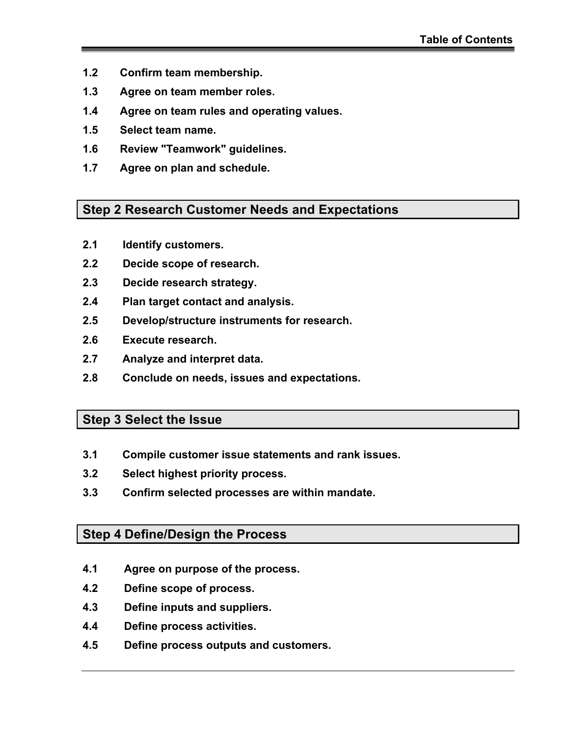**1.2 Confirm team membership.**

**1.3 Agree on team member roles.**

**1.4 Agree on team rules and operating values.**

**1.5 Select team name.**

**1.6 Review "Teamwork" guidelines.**

**1.7 Agree on plan and schedule.**

## Step 2 Research Customer Needs and Expectations

**2.1 Identify customers.**

**2.2 Decide scope of research.**

**2.3 Decide research strategy.**

**2.4 Plan target contact and analysis.**

**2.5 Develop/structure instruments for research.**

**2.6 Execute research.**

**2.7 Analyze and interpret data.**

**2.8 Conclude on needs, issues and expectations.**

## Step 3 Select the Issue

**3.1 Compile customer issue statements and rank issues.**

**3.2 Select highest priority process.**

**3.3 Confirm selected processes are within mandate.**

## Step 4 Define/Design the Process

**4.1 Agree on purpose of the process.**

**4.2 Define scope of process.**

**4.3 Define inputs and suppliers.**

**4.4 Define process activities.**

**4.5 Define process outputs and customers.**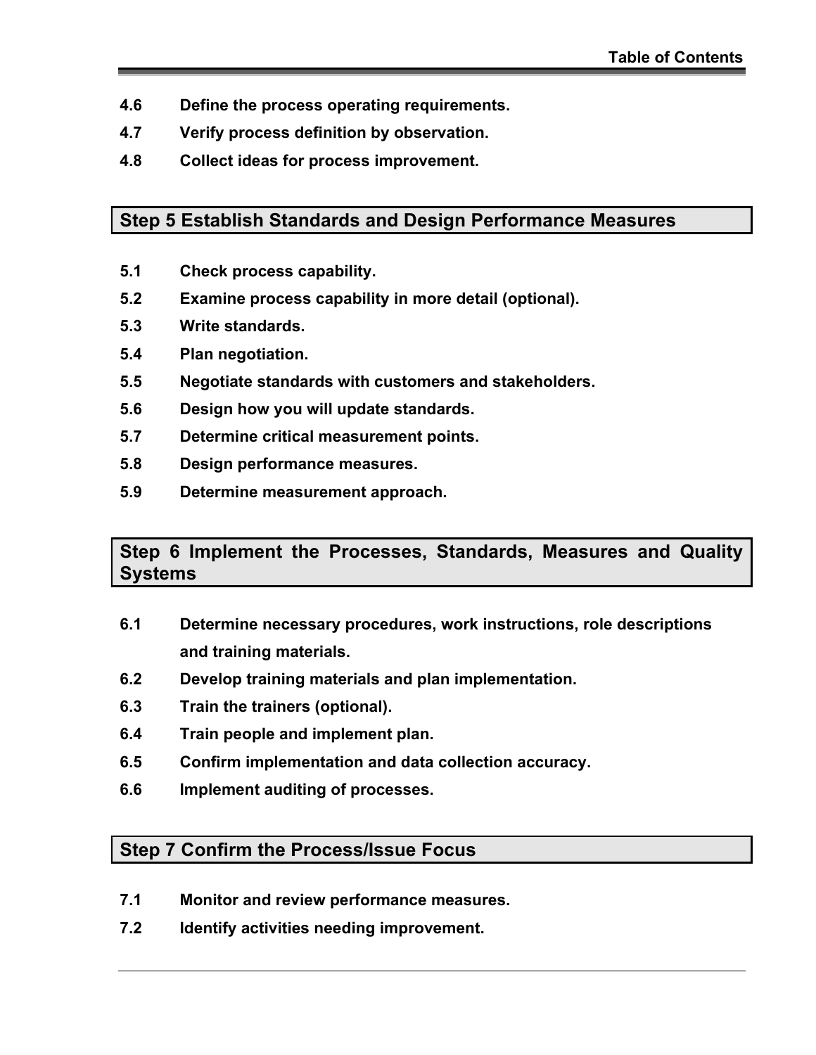**4.6 Define the process operating requirements.**

**4.7 Verify process definition by observation.**

**4.8 Collect ideas for process improvement.**

## Step 5 Establish Standards and Design Performance Measures

**5.1 Check process capability.**

**5.2 Examine process capability in more detail (optional).**

**5.3 Write standards.**

**5.4 Plan negotiation.**

**5.5 Negotiate standards with customers and stakeholders.**

**5.6 Design how you will update standards.**

**5.7 Determine critical measurement points.**

**5.8 Design performance measures.**

**5.9 Determine measurement approach.**

## Step 6 Implement the Processes, Standards, Measures and Quality Systems

**6.1 Determine necessary procedures, work instructions, role descriptions and training materials.**

**6.2 Develop training materials and plan implementation.**

**6.3 Train the trainers (optional).**

**6.4 Train people and implement plan.**

**6.5 Confirm implementation and data collection accuracy.**

**6.6 Implement auditing of processes.**

## Step 7 Confirm the Process/Issue Focus

**7.1 Monitor and review performance measures.**

**7.2 Identify activities needing improvement.**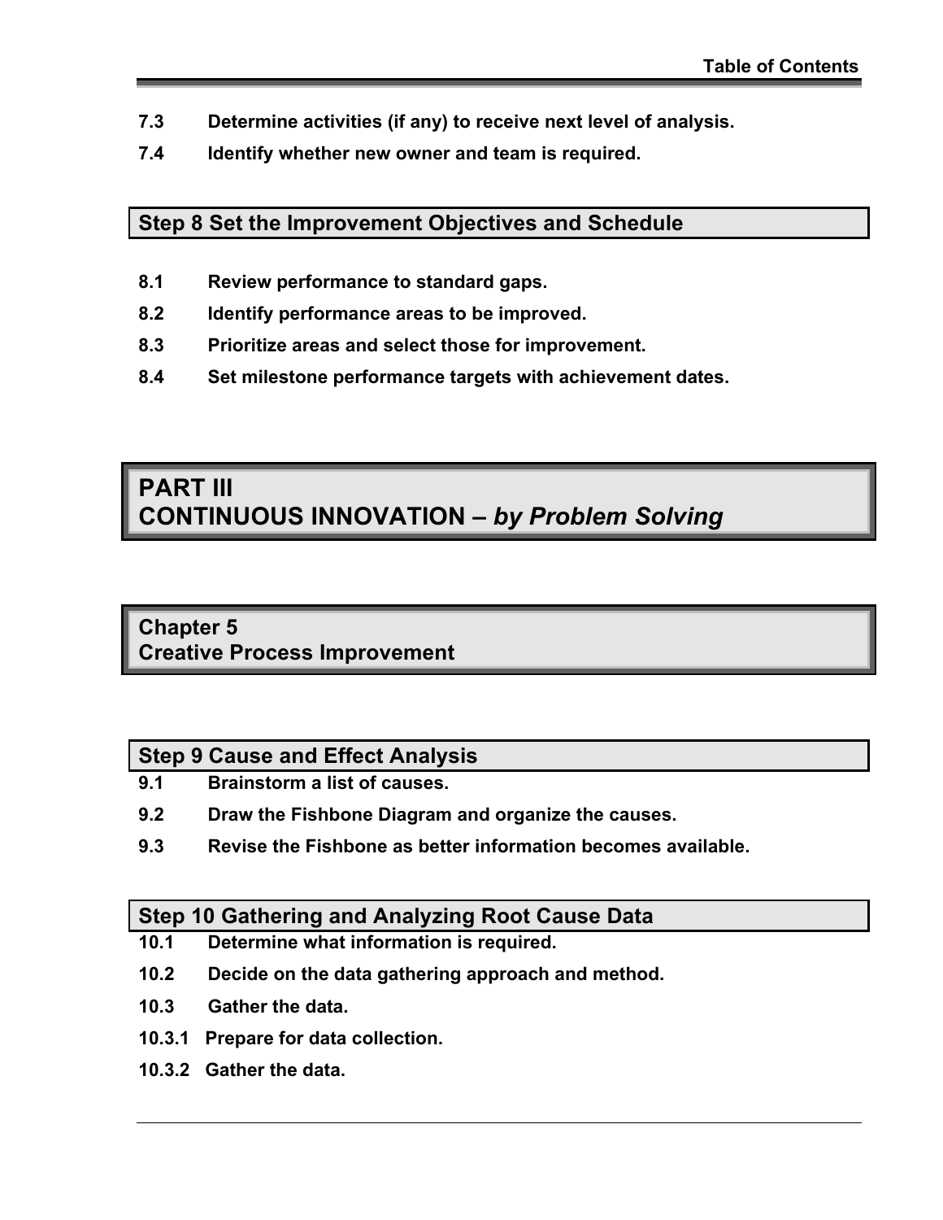**7.3 Determine activities (if any) to receive next level of analysis.**

**7.4 Identify whether new owner and team is required.**

## Step 8 Set the Improvement Objectives and Schedule

**8.1 Review performance to standard gaps.**

**8.2 Identify performance areas to be improved.**

**8.3 Prioritize areas and select those for improvement.**

**8.4 Set milestone performance targets with achievement dates.**

# PART III
# CONTINUOUS INNOVATION – *by Problem Solving*

## Chapter 5
## Creative Process Improvement

### Step 9 Cause and Effect Analysis

**9.1 Brainstorm a list of causes.**

**9.2 Draw the Fishbone Diagram and organize the causes.**

**9.3 Revise the Fishbone as better information becomes available.**

### Step 10 Gathering and Analyzing Root Cause Data

**10.1 Determine what information is required.**

**10.2 Decide on the data gathering approach and method.**

**10.3 Gather the data.**

**10.3.1 Prepare for data collection.**

**10.3.2 Gather the data.**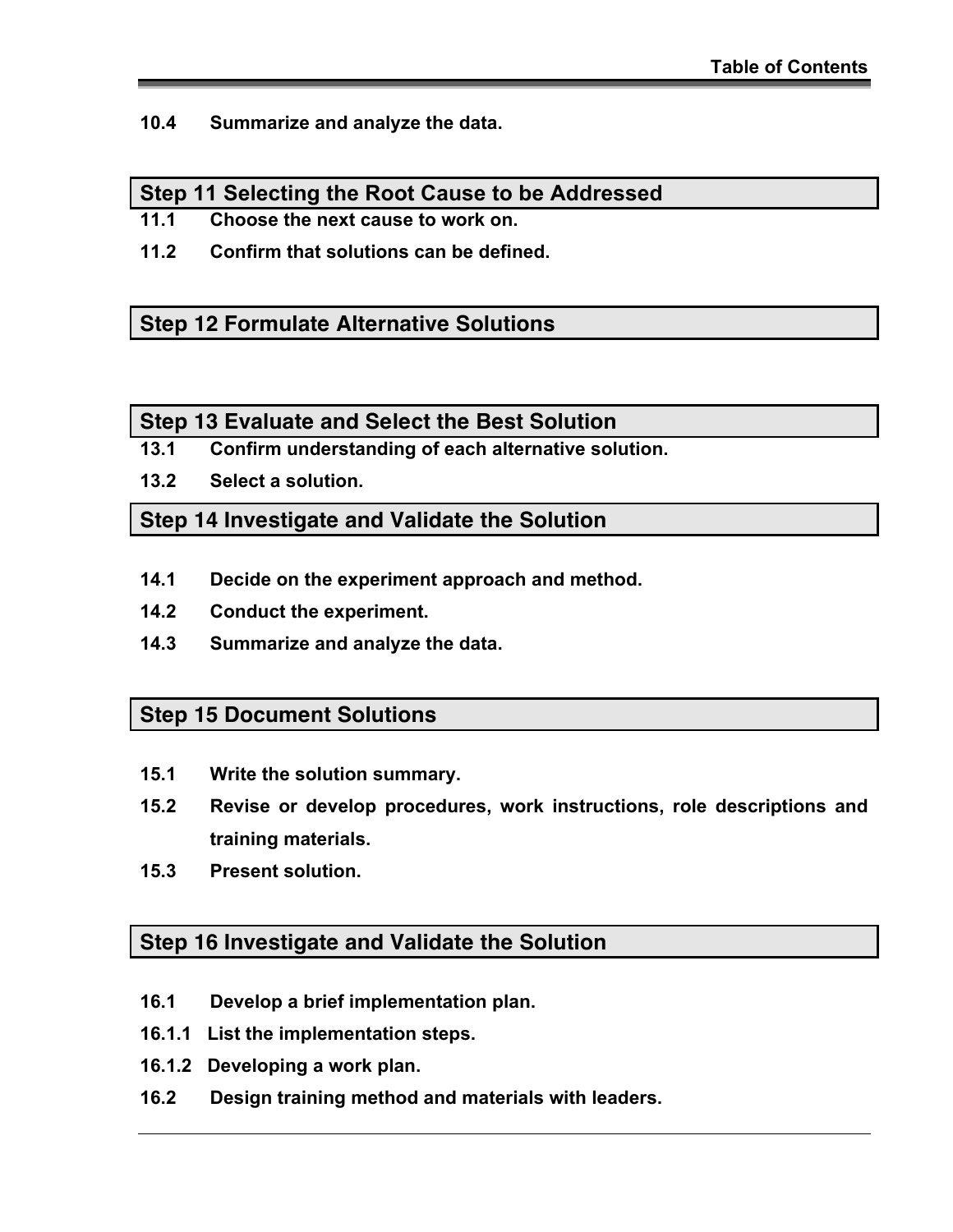**10.4 Summarize and analyze the data.**

## Step 11 Selecting the Root Cause to be Addressed

**11.1 Choose the next cause to work on.**

**11.2 Confirm that solutions can be defined.**

## Step 12 Formulate Alternative Solutions

## Step 13 Evaluate and Select the Best Solution

**13.1 Confirm understanding of each alternative solution.**

**13.2 Select a solution.**

## Step 14 Investigate and Validate the Solution

**14.1 Decide on the experiment approach and method.**

**14.2 Conduct the experiment.**

**14.3 Summarize and analyze the data.**

## Step 15 Document Solutions

**15.1 Write the solution summary.**

**15.2 Revise or develop procedures, work instructions, role descriptions and training materials.**

**15.3 Present solution.**

## Step 16 Investigate and Validate the Solution

**16.1 Develop a brief implementation plan.**

**16.1.1 List the implementation steps.**

**16.1.2 Developing a work plan.**

**16.2 Design training method and materials with leaders.**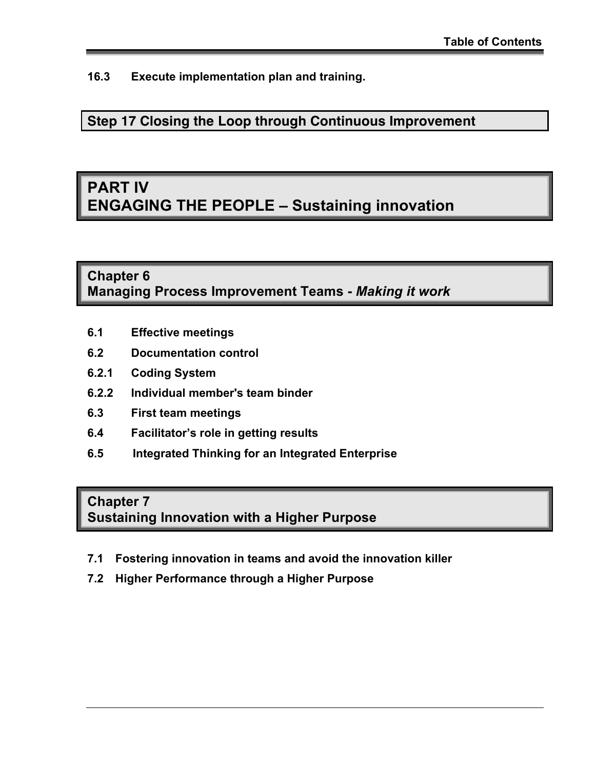**16.3 Execute implementation plan and training.**

## Step 17 Closing the Loop through Continuous Improvement

# PART IV
# ENGAGING THE PEOPLE – Sustaining innovation

## Chapter 6
## Managing Process Improvement Teams - *Making it work*

**6.1 Effective meetings**

**6.2 Documentation control**

**6.2.1 Coding System**

**6.2.2 Individual member's team binder**

**6.3 First team meetings**

**6.4 Facilitator's role in getting results**

**6.5 Integrated Thinking for an Integrated Enterprise**

## Chapter 7
## Sustaining Innovation with a Higher Purpose

**7.1 Fostering innovation in teams and avoid the innovation killer**

**7.2 Higher Performance through a Higher Purpose**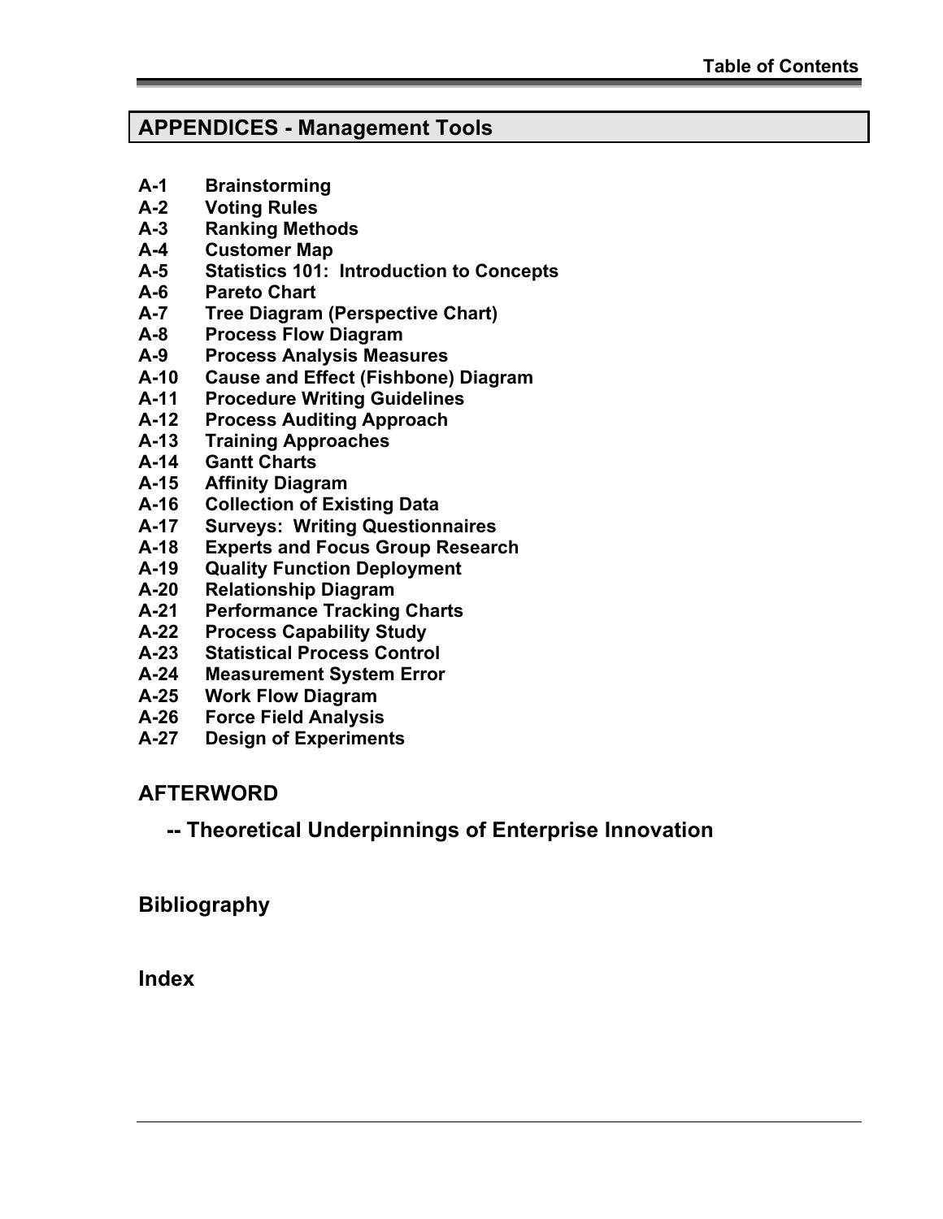## APPENDICES - Management Tools

- **A-1 Brainstorming**
- **A-2 Voting Rules**
- **A-3 Ranking Methods**
- **A-4 Customer Map**
- **A-5 Statistics 101: Introduction to Concepts**
- **A-6 Pareto Chart**
- **A-7 Tree Diagram (Perspective Chart)**
- **A-8 Process Flow Diagram**
- **A-9 Process Analysis Measures**
- **A-10 Cause and Effect (Fishbone) Diagram**
- **A-11 Procedure Writing Guidelines**
- **A-12 Process Auditing Approach**
- **A-13 Training Approaches**
- **A-14 Gantt Charts**
- **A-15 Affinity Diagram**
- **A-16 Collection of Existing Data**
- **A-17 Surveys: Writing Questionnaires**
- **A-18 Experts and Focus Group Research**
- **A-19 Quality Function Deployment**
- **A-20 Relationship Diagram**
- **A-21 Performance Tracking Charts**
- **A-22 Process Capability Study**
- **A-23 Statistical Process Control**
- **A-24 Measurement System Error**
- **A-25 Work Flow Diagram**
- **A-26 Force Field Analysis**
- **A-27 Design of Experiments**

## AFTERWORD

**-- Theoretical Underpinnings of Enterprise Innovation**

## Bibliography

## Index